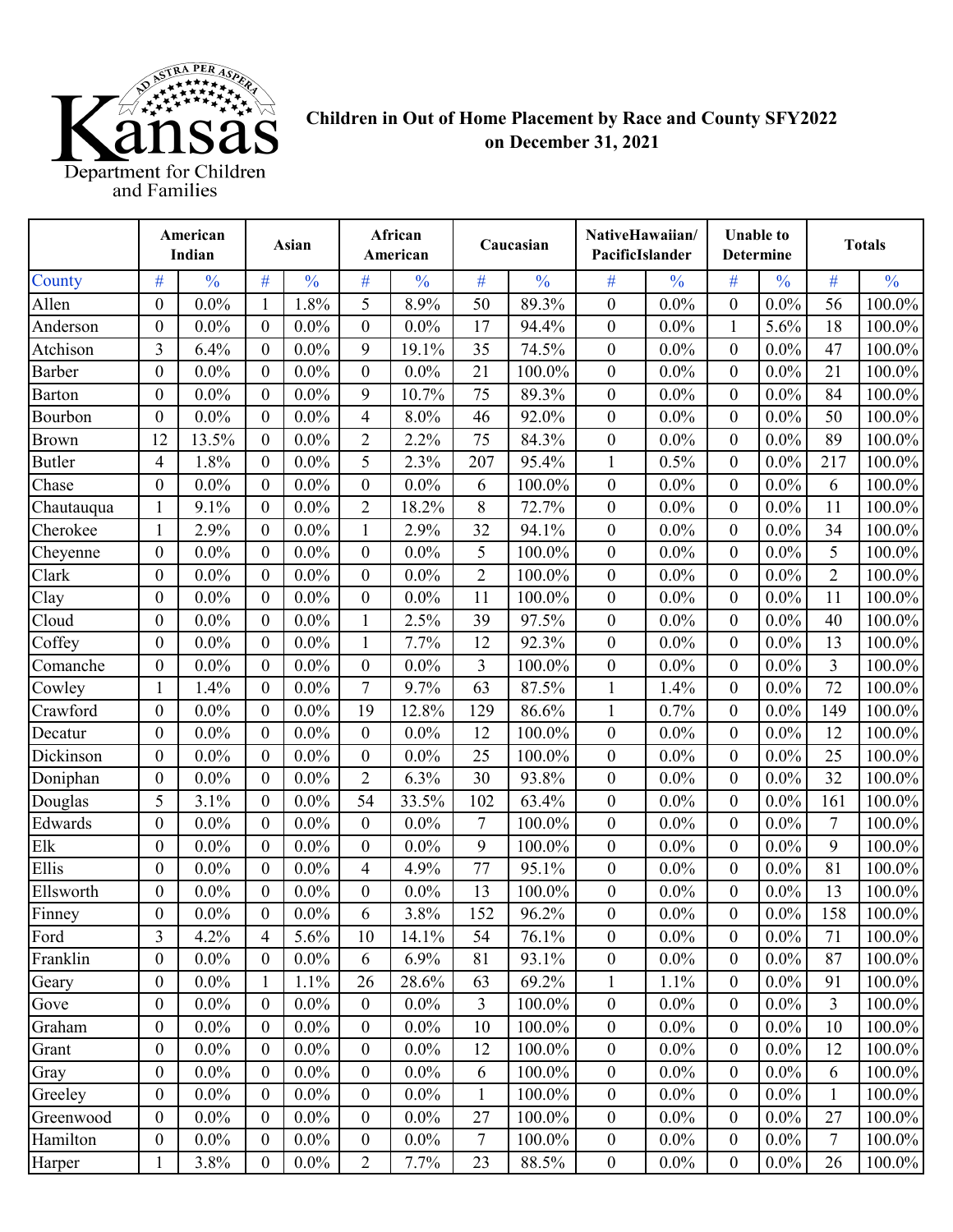Kansas Department for Children and Families

## Children in Out of Home Placement by Race and County SFY2022 on December 31, 2021

| | American Indian | | Asian | | African American | | Caucasian | | NativeHawaiian/ PacificIslander | | Unable to Determine | | Totals | |
|---|---|---|---|---|---|---|---|---|---|---|---|---|---|---|
| County | # | % | # | % | # | % | # | % | # | % | # | % | # | % |
| Allen | 0 | 0.0% | 1 | 1.8% | 5 | 8.9% | 50 | 89.3% | 0 | 0.0% | 0 | 0.0% | 56 | 100.0% |
| Anderson | 0 | 0.0% | 0 | 0.0% | 0 | 0.0% | 17 | 94.4% | 0 | 0.0% | 1 | 5.6% | 18 | 100.0% |
| Atchison | 3 | 6.4% | 0 | 0.0% | 9 | 19.1% | 35 | 74.5% | 0 | 0.0% | 0 | 0.0% | 47 | 100.0% |
| Barber | 0 | 0.0% | 0 | 0.0% | 0 | 0.0% | 21 | 100.0% | 0 | 0.0% | 0 | 0.0% | 21 | 100.0% |
| Barton | 0 | 0.0% | 0 | 0.0% | 9 | 10.7% | 75 | 89.3% | 0 | 0.0% | 0 | 0.0% | 84 | 100.0% |
| Bourbon | 0 | 0.0% | 0 | 0.0% | 4 | 8.0% | 46 | 92.0% | 0 | 0.0% | 0 | 0.0% | 50 | 100.0% |
| Brown | 12 | 13.5% | 0 | 0.0% | 2 | 2.2% | 75 | 84.3% | 0 | 0.0% | 0 | 0.0% | 89 | 100.0% |
| Butler | 4 | 1.8% | 0 | 0.0% | 5 | 2.3% | 207 | 95.4% | 1 | 0.5% | 0 | 0.0% | 217 | 100.0% |
| Chase | 0 | 0.0% | 0 | 0.0% | 0 | 0.0% | 6 | 100.0% | 0 | 0.0% | 0 | 0.0% | 6 | 100.0% |
| Chautauqua | 1 | 9.1% | 0 | 0.0% | 2 | 18.2% | 8 | 72.7% | 0 | 0.0% | 0 | 0.0% | 11 | 100.0% |
| Cherokee | 1 | 2.9% | 0 | 0.0% | 1 | 2.9% | 32 | 94.1% | 0 | 0.0% | 0 | 0.0% | 34 | 100.0% |
| Cheyenne | 0 | 0.0% | 0 | 0.0% | 0 | 0.0% | 5 | 100.0% | 0 | 0.0% | 0 | 0.0% | 5 | 100.0% |
| Clark | 0 | 0.0% | 0 | 0.0% | 0 | 0.0% | 2 | 100.0% | 0 | 0.0% | 0 | 0.0% | 2 | 100.0% |
| Clay | 0 | 0.0% | 0 | 0.0% | 0 | 0.0% | 11 | 100.0% | 0 | 0.0% | 0 | 0.0% | 11 | 100.0% |
| Cloud | 0 | 0.0% | 0 | 0.0% | 1 | 2.5% | 39 | 97.5% | 0 | 0.0% | 0 | 0.0% | 40 | 100.0% |
| Coffey | 0 | 0.0% | 0 | 0.0% | 1 | 7.7% | 12 | 92.3% | 0 | 0.0% | 0 | 0.0% | 13 | 100.0% |
| Comanche | 0 | 0.0% | 0 | 0.0% | 0 | 0.0% | 3 | 100.0% | 0 | 0.0% | 0 | 0.0% | 3 | 100.0% |
| Cowley | 1 | 1.4% | 0 | 0.0% | 7 | 9.7% | 63 | 87.5% | 1 | 1.4% | 0 | 0.0% | 72 | 100.0% |
| Crawford | 0 | 0.0% | 0 | 0.0% | 19 | 12.8% | 129 | 86.6% | 1 | 0.7% | 0 | 0.0% | 149 | 100.0% |
| Decatur | 0 | 0.0% | 0 | 0.0% | 0 | 0.0% | 12 | 100.0% | 0 | 0.0% | 0 | 0.0% | 12 | 100.0% |
| Dickinson | 0 | 0.0% | 0 | 0.0% | 0 | 0.0% | 25 | 100.0% | 0 | 0.0% | 0 | 0.0% | 25 | 100.0% |
| Doniphan | 0 | 0.0% | 0 | 0.0% | 2 | 6.3% | 30 | 93.8% | 0 | 0.0% | 0 | 0.0% | 32 | 100.0% |
| Douglas | 5 | 3.1% | 0 | 0.0% | 54 | 33.5% | 102 | 63.4% | 0 | 0.0% | 0 | 0.0% | 161 | 100.0% |
| Edwards | 0 | 0.0% | 0 | 0.0% | 0 | 0.0% | 7 | 100.0% | 0 | 0.0% | 0 | 0.0% | 7 | 100.0% |
| Elk | 0 | 0.0% | 0 | 0.0% | 0 | 0.0% | 9 | 100.0% | 0 | 0.0% | 0 | 0.0% | 9 | 100.0% |
| Ellis | 0 | 0.0% | 0 | 0.0% | 4 | 4.9% | 77 | 95.1% | 0 | 0.0% | 0 | 0.0% | 81 | 100.0% |
| Ellsworth | 0 | 0.0% | 0 | 0.0% | 0 | 0.0% | 13 | 100.0% | 0 | 0.0% | 0 | 0.0% | 13 | 100.0% |
| Finney | 0 | 0.0% | 0 | 0.0% | 6 | 3.8% | 152 | 96.2% | 0 | 0.0% | 0 | 0.0% | 158 | 100.0% |
| Ford | 3 | 4.2% | 4 | 5.6% | 10 | 14.1% | 54 | 76.1% | 0 | 0.0% | 0 | 0.0% | 71 | 100.0% |
| Franklin | 0 | 0.0% | 0 | 0.0% | 6 | 6.9% | 81 | 93.1% | 0 | 0.0% | 0 | 0.0% | 87 | 100.0% |
| Geary | 0 | 0.0% | 1 | 1.1% | 26 | 28.6% | 63 | 69.2% | 1 | 1.1% | 0 | 0.0% | 91 | 100.0% |
| Gove | 0 | 0.0% | 0 | 0.0% | 0 | 0.0% | 3 | 100.0% | 0 | 0.0% | 0 | 0.0% | 3 | 100.0% |
| Graham | 0 | 0.0% | 0 | 0.0% | 0 | 0.0% | 10 | 100.0% | 0 | 0.0% | 0 | 0.0% | 10 | 100.0% |
| Grant | 0 | 0.0% | 0 | 0.0% | 0 | 0.0% | 12 | 100.0% | 0 | 0.0% | 0 | 0.0% | 12 | 100.0% |
| Gray | 0 | 0.0% | 0 | 0.0% | 0 | 0.0% | 6 | 100.0% | 0 | 0.0% | 0 | 0.0% | 6 | 100.0% |
| Greeley | 0 | 0.0% | 0 | 0.0% | 0 | 0.0% | 1 | 100.0% | 0 | 0.0% | 0 | 0.0% | 1 | 100.0% |
| Greenwood | 0 | 0.0% | 0 | 0.0% | 0 | 0.0% | 27 | 100.0% | 0 | 0.0% | 0 | 0.0% | 27 | 100.0% |
| Hamilton | 0 | 0.0% | 0 | 0.0% | 0 | 0.0% | 7 | 100.0% | 0 | 0.0% | 0 | 0.0% | 7 | 100.0% |
| Harper | 1 | 3.8% | 0 | 0.0% | 2 | 7.7% | 23 | 88.5% | 0 | 0.0% | 0 | 0.0% | 26 | 100.0% |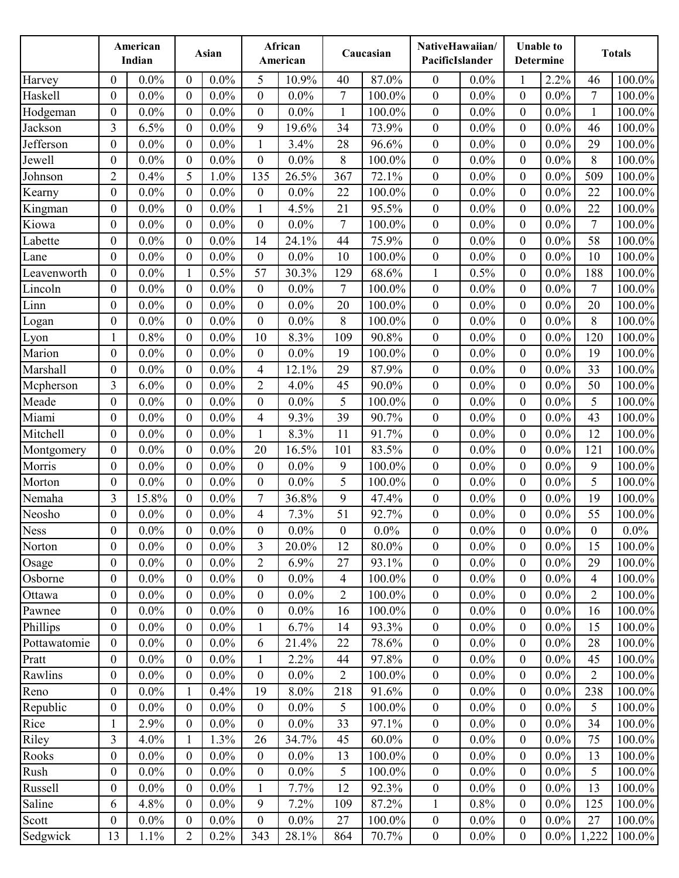| | American Indian | | Asian | | African American | | Caucasian | | NativeHawaiian/ PacificIslander | | Unable to Determine | | Totals | |
|---|---|---|---|---|---|---|---|---|---|---|---|---|---|---|
| Harvey | 0 | 0.0% | 0 | 0.0% | 5 | 10.9% | 40 | 87.0% | 0 | 0.0% | 1 | 2.2% | 46 | 100.0% |
| Haskell | 0 | 0.0% | 0 | 0.0% | 0 | 0.0% | 7 | 100.0% | 0 | 0.0% | 0 | 0.0% | 7 | 100.0% |
| Hodgeman | 0 | 0.0% | 0 | 0.0% | 0 | 0.0% | 1 | 100.0% | 0 | 0.0% | 0 | 0.0% | 1 | 100.0% |
| Jackson | 3 | 6.5% | 0 | 0.0% | 9 | 19.6% | 34 | 73.9% | 0 | 0.0% | 0 | 0.0% | 46 | 100.0% |
| Jefferson | 0 | 0.0% | 0 | 0.0% | 1 | 3.4% | 28 | 96.6% | 0 | 0.0% | 0 | 0.0% | 29 | 100.0% |
| Jewell | 0 | 0.0% | 0 | 0.0% | 0 | 0.0% | 8 | 100.0% | 0 | 0.0% | 0 | 0.0% | 8 | 100.0% |
| Johnson | 2 | 0.4% | 5 | 1.0% | 135 | 26.5% | 367 | 72.1% | 0 | 0.0% | 0 | 0.0% | 509 | 100.0% |
| Kearny | 0 | 0.0% | 0 | 0.0% | 0 | 0.0% | 22 | 100.0% | 0 | 0.0% | 0 | 0.0% | 22 | 100.0% |
| Kingman | 0 | 0.0% | 0 | 0.0% | 1 | 4.5% | 21 | 95.5% | 0 | 0.0% | 0 | 0.0% | 22 | 100.0% |
| Kiowa | 0 | 0.0% | 0 | 0.0% | 0 | 0.0% | 7 | 100.0% | 0 | 0.0% | 0 | 0.0% | 7 | 100.0% |
| Labette | 0 | 0.0% | 0 | 0.0% | 14 | 24.1% | 44 | 75.9% | 0 | 0.0% | 0 | 0.0% | 58 | 100.0% |
| Lane | 0 | 0.0% | 0 | 0.0% | 0 | 0.0% | 10 | 100.0% | 0 | 0.0% | 0 | 0.0% | 10 | 100.0% |
| Leavenworth | 0 | 0.0% | 1 | 0.5% | 57 | 30.3% | 129 | 68.6% | 1 | 0.5% | 0 | 0.0% | 188 | 100.0% |
| Lincoln | 0 | 0.0% | 0 | 0.0% | 0 | 0.0% | 7 | 100.0% | 0 | 0.0% | 0 | 0.0% | 7 | 100.0% |
| Linn | 0 | 0.0% | 0 | 0.0% | 0 | 0.0% | 20 | 100.0% | 0 | 0.0% | 0 | 0.0% | 20 | 100.0% |
| Logan | 0 | 0.0% | 0 | 0.0% | 0 | 0.0% | 8 | 100.0% | 0 | 0.0% | 0 | 0.0% | 8 | 100.0% |
| Lyon | 1 | 0.8% | 0 | 0.0% | 10 | 8.3% | 109 | 90.8% | 0 | 0.0% | 0 | 0.0% | 120 | 100.0% |
| Marion | 0 | 0.0% | 0 | 0.0% | 0 | 0.0% | 19 | 100.0% | 0 | 0.0% | 0 | 0.0% | 19 | 100.0% |
| Marshall | 0 | 0.0% | 0 | 0.0% | 4 | 12.1% | 29 | 87.9% | 0 | 0.0% | 0 | 0.0% | 33 | 100.0% |
| Mcpherson | 3 | 6.0% | 0 | 0.0% | 2 | 4.0% | 45 | 90.0% | 0 | 0.0% | 0 | 0.0% | 50 | 100.0% |
| Meade | 0 | 0.0% | 0 | 0.0% | 0 | 0.0% | 5 | 100.0% | 0 | 0.0% | 0 | 0.0% | 5 | 100.0% |
| Miami | 0 | 0.0% | 0 | 0.0% | 4 | 9.3% | 39 | 90.7% | 0 | 0.0% | 0 | 0.0% | 43 | 100.0% |
| Mitchell | 0 | 0.0% | 0 | 0.0% | 1 | 8.3% | 11 | 91.7% | 0 | 0.0% | 0 | 0.0% | 12 | 100.0% |
| Montgomery | 0 | 0.0% | 0 | 0.0% | 20 | 16.5% | 101 | 83.5% | 0 | 0.0% | 0 | 0.0% | 121 | 100.0% |
| Morris | 0 | 0.0% | 0 | 0.0% | 0 | 0.0% | 9 | 100.0% | 0 | 0.0% | 0 | 0.0% | 9 | 100.0% |
| Morton | 0 | 0.0% | 0 | 0.0% | 0 | 0.0% | 5 | 100.0% | 0 | 0.0% | 0 | 0.0% | 5 | 100.0% |
| Nemaha | 3 | 15.8% | 0 | 0.0% | 7 | 36.8% | 9 | 47.4% | 0 | 0.0% | 0 | 0.0% | 19 | 100.0% |
| Neosho | 0 | 0.0% | 0 | 0.0% | 4 | 7.3% | 51 | 92.7% | 0 | 0.0% | 0 | 0.0% | 55 | 100.0% |
| Ness | 0 | 0.0% | 0 | 0.0% | 0 | 0.0% | 0 | 0.0% | 0 | 0.0% | 0 | 0.0% | 0 | 0.0% |
| Norton | 0 | 0.0% | 0 | 0.0% | 3 | 20.0% | 12 | 80.0% | 0 | 0.0% | 0 | 0.0% | 15 | 100.0% |
| Osage | 0 | 0.0% | 0 | 0.0% | 2 | 6.9% | 27 | 93.1% | 0 | 0.0% | 0 | 0.0% | 29 | 100.0% |
| Osborne | 0 | 0.0% | 0 | 0.0% | 0 | 0.0% | 4 | 100.0% | 0 | 0.0% | 0 | 0.0% | 4 | 100.0% |
| Ottawa | 0 | 0.0% | 0 | 0.0% | 0 | 0.0% | 2 | 100.0% | 0 | 0.0% | 0 | 0.0% | 2 | 100.0% |
| Pawnee | 0 | 0.0% | 0 | 0.0% | 0 | 0.0% | 16 | 100.0% | 0 | 0.0% | 0 | 0.0% | 16 | 100.0% |
| Phillips | 0 | 0.0% | 0 | 0.0% | 1 | 6.7% | 14 | 93.3% | 0 | 0.0% | 0 | 0.0% | 15 | 100.0% |
| Pottawatomie | 0 | 0.0% | 0 | 0.0% | 6 | 21.4% | 22 | 78.6% | 0 | 0.0% | 0 | 0.0% | 28 | 100.0% |
| Pratt | 0 | 0.0% | 0 | 0.0% | 1 | 2.2% | 44 | 97.8% | 0 | 0.0% | 0 | 0.0% | 45 | 100.0% |
| Rawlins | 0 | 0.0% | 0 | 0.0% | 0 | 0.0% | 2 | 100.0% | 0 | 0.0% | 0 | 0.0% | 2 | 100.0% |
| Reno | 0 | 0.0% | 1 | 0.4% | 19 | 8.0% | 218 | 91.6% | 0 | 0.0% | 0 | 0.0% | 238 | 100.0% |
| Republic | 0 | 0.0% | 0 | 0.0% | 0 | 0.0% | 5 | 100.0% | 0 | 0.0% | 0 | 0.0% | 5 | 100.0% |
| Rice | 1 | 2.9% | 0 | 0.0% | 0 | 0.0% | 33 | 97.1% | 0 | 0.0% | 0 | 0.0% | 34 | 100.0% |
| Riley | 3 | 4.0% | 1 | 1.3% | 26 | 34.7% | 45 | 60.0% | 0 | 0.0% | 0 | 0.0% | 75 | 100.0% |
| Rooks | 0 | 0.0% | 0 | 0.0% | 0 | 0.0% | 13 | 100.0% | 0 | 0.0% | 0 | 0.0% | 13 | 100.0% |
| Rush | 0 | 0.0% | 0 | 0.0% | 0 | 0.0% | 5 | 100.0% | 0 | 0.0% | 0 | 0.0% | 5 | 100.0% |
| Russell | 0 | 0.0% | 0 | 0.0% | 1 | 7.7% | 12 | 92.3% | 0 | 0.0% | 0 | 0.0% | 13 | 100.0% |
| Saline | 6 | 4.8% | 0 | 0.0% | 9 | 7.2% | 109 | 87.2% | 1 | 0.8% | 0 | 0.0% | 125 | 100.0% |
| Scott | 0 | 0.0% | 0 | 0.0% | 0 | 0.0% | 27 | 100.0% | 0 | 0.0% | 0 | 0.0% | 27 | 100.0% |
| Sedgwick | 13 | 1.1% | 2 | 0.2% | 343 | 28.1% | 864 | 70.7% | 0 | 0.0% | 0 | 0.0% | 1,222 | 100.0% |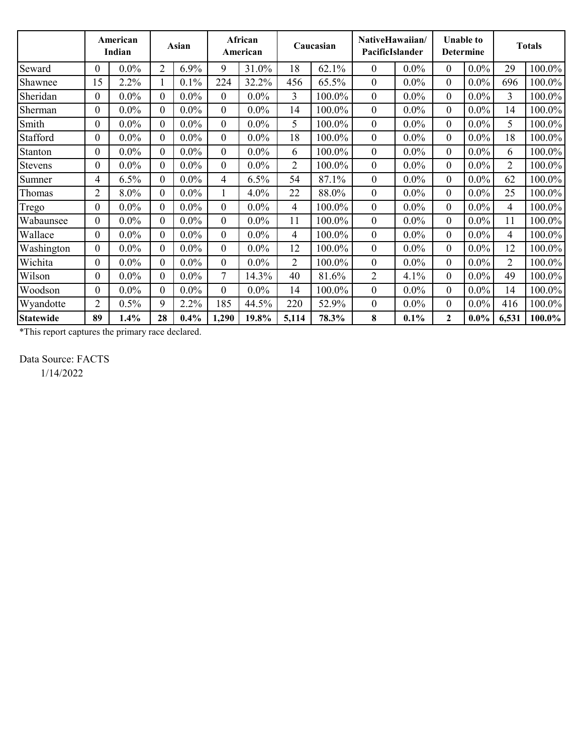| | American Indian | | Asian | | African American | | Caucasian | | NativeHawaiian/ PacificIslander | | Unable to Determine | | Totals | |
|---|---|---|---|---|---|---|---|---|---|---|---|---|---|---|
| Seward | 0 | 0.0% | 2 | 6.9% | 9 | 31.0% | 18 | 62.1% | 0 | 0.0% | 0 | 0.0% | 29 | 100.0% |
| Shawnee | 15 | 2.2% | 1 | 0.1% | 224 | 32.2% | 456 | 65.5% | 0 | 0.0% | 0 | 0.0% | 696 | 100.0% |
| Sheridan | 0 | 0.0% | 0 | 0.0% | 0 | 0.0% | 3 | 100.0% | 0 | 0.0% | 0 | 0.0% | 3 | 100.0% |
| Sherman | 0 | 0.0% | 0 | 0.0% | 0 | 0.0% | 14 | 100.0% | 0 | 0.0% | 0 | 0.0% | 14 | 100.0% |
| Smith | 0 | 0.0% | 0 | 0.0% | 0 | 0.0% | 5 | 100.0% | 0 | 0.0% | 0 | 0.0% | 5 | 100.0% |
| Stafford | 0 | 0.0% | 0 | 0.0% | 0 | 0.0% | 18 | 100.0% | 0 | 0.0% | 0 | 0.0% | 18 | 100.0% |
| Stanton | 0 | 0.0% | 0 | 0.0% | 0 | 0.0% | 6 | 100.0% | 0 | 0.0% | 0 | 0.0% | 6 | 100.0% |
| Stevens | 0 | 0.0% | 0 | 0.0% | 0 | 0.0% | 2 | 100.0% | 0 | 0.0% | 0 | 0.0% | 2 | 100.0% |
| Sumner | 4 | 6.5% | 0 | 0.0% | 4 | 6.5% | 54 | 87.1% | 0 | 0.0% | 0 | 0.0% | 62 | 100.0% |
| Thomas | 2 | 8.0% | 0 | 0.0% | 1 | 4.0% | 22 | 88.0% | 0 | 0.0% | 0 | 0.0% | 25 | 100.0% |
| Trego | 0 | 0.0% | 0 | 0.0% | 0 | 0.0% | 4 | 100.0% | 0 | 0.0% | 0 | 0.0% | 4 | 100.0% |
| Wabaunsee | 0 | 0.0% | 0 | 0.0% | 0 | 0.0% | 11 | 100.0% | 0 | 0.0% | 0 | 0.0% | 11 | 100.0% |
| Wallace | 0 | 0.0% | 0 | 0.0% | 0 | 0.0% | 4 | 100.0% | 0 | 0.0% | 0 | 0.0% | 4 | 100.0% |
| Washington | 0 | 0.0% | 0 | 0.0% | 0 | 0.0% | 12 | 100.0% | 0 | 0.0% | 0 | 0.0% | 12 | 100.0% |
| Wichita | 0 | 0.0% | 0 | 0.0% | 0 | 0.0% | 2 | 100.0% | 0 | 0.0% | 0 | 0.0% | 2 | 100.0% |
| Wilson | 0 | 0.0% | 0 | 0.0% | 7 | 14.3% | 40 | 81.6% | 2 | 4.1% | 0 | 0.0% | 49 | 100.0% |
| Woodson | 0 | 0.0% | 0 | 0.0% | 0 | 0.0% | 14 | 100.0% | 0 | 0.0% | 0 | 0.0% | 14 | 100.0% |
| Wyandotte | 2 | 0.5% | 9 | 2.2% | 185 | 44.5% | 220 | 52.9% | 0 | 0.0% | 0 | 0.0% | 416 | 100.0% |
| **Statewide** | **89** | **1.4%** | **28** | **0.4%** | **1,290** | **19.8%** | **5,114** | **78.3%** | **8** | **0.1%** | **2** | **0.0%** | **6,531** | **100.0%** |

*This report captures the primary race declared.

Data Source: FACTS
1/14/2022